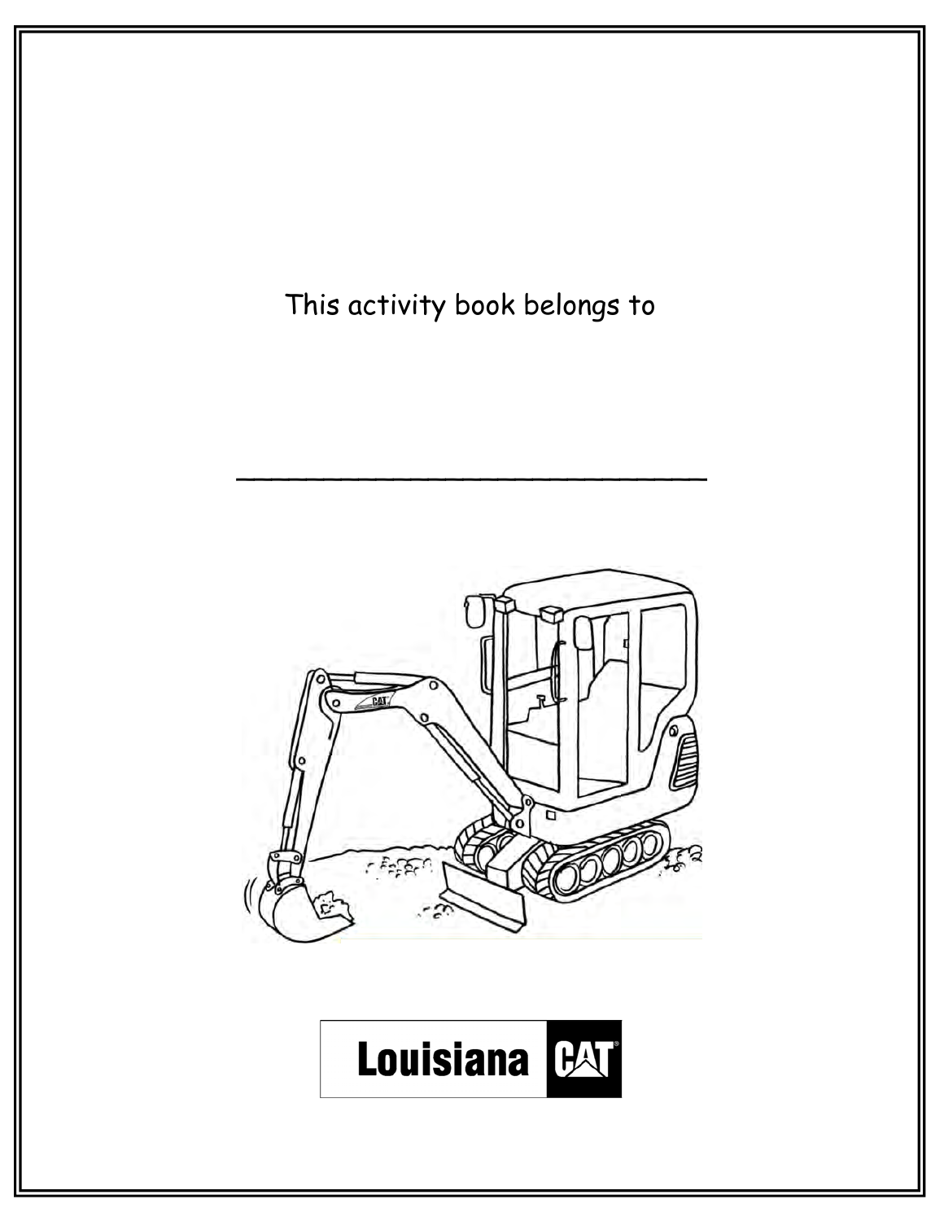This activity book belongs to

_______________________________

Louisiana CAT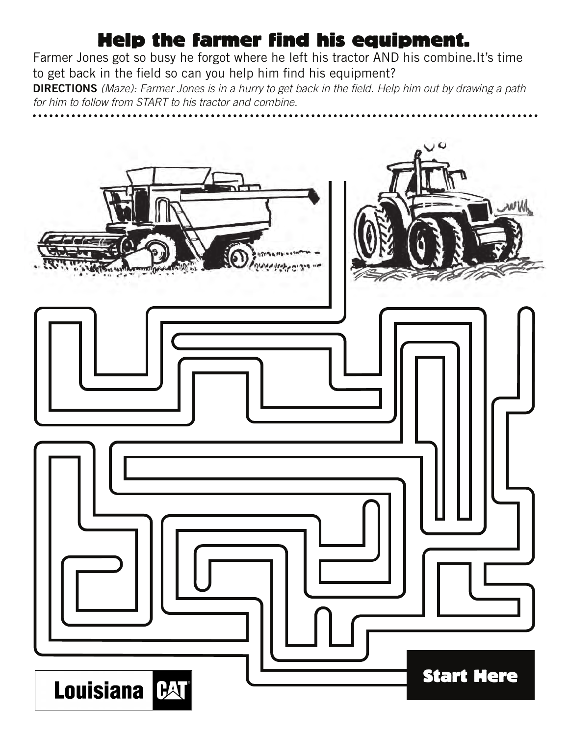# Help the farmer find his equipment.

Farmer Jones got so busy he forgot where he left his tractor AND his combine.It's time to get back in the field so can you help him find his equipment?

**DIRECTIONS** *(Maze): Farmer Jones is in a hurry to get back in the field. Help him out by drawing a path for him to follow from START to his tractor and combine.*

**Start Here**

Louisiana CAT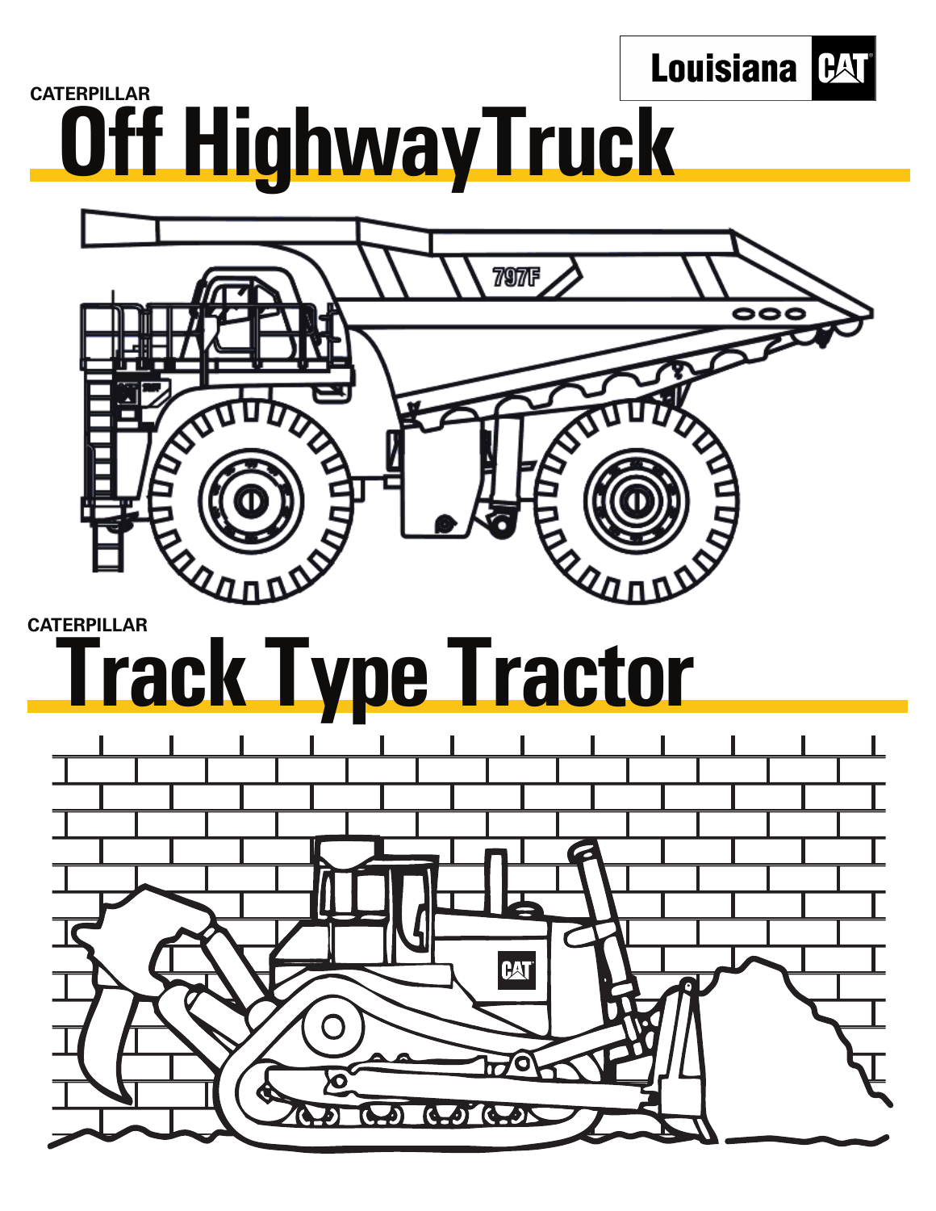Louisiana CAT

CATERPILLAR

# Off Highway Truck

CATERPILLAR

# Track Type Tractor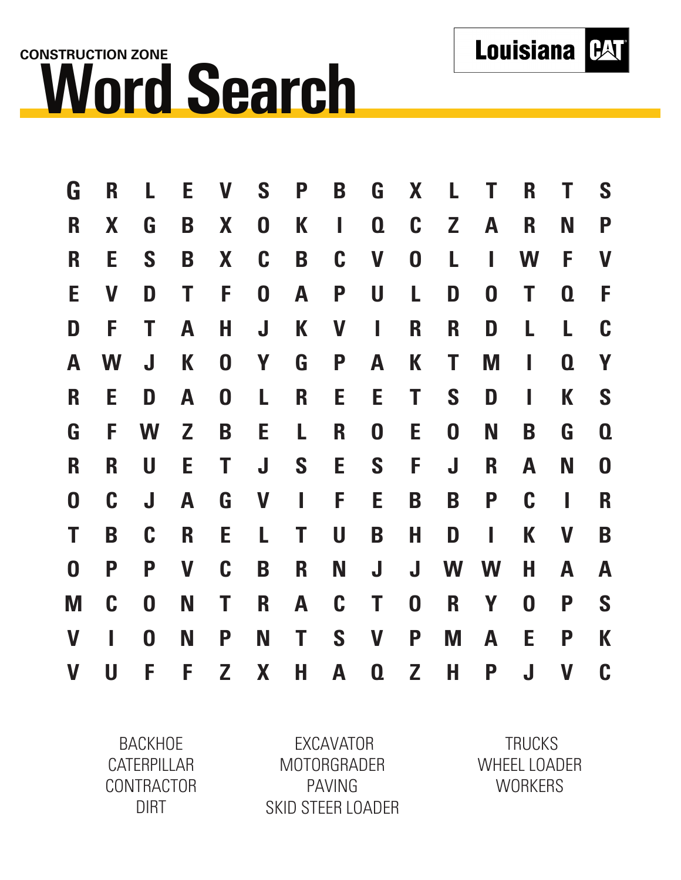CONSTRUCTION ZONE

# Word Search

Louisiana CAT

```
G R L E V S P B G X L T R T S
R X G B X O K I Q C Z A R N P
R E S B X C B C V O L I W F V
E V D T F O A P U L D O T Q F
D F T A H J K V I R R D L L C
A W J K O Y G P A K T M I Q Y
R E D A O L R E E T S D I K S
G F W Z B E L R O E O N B G Q
R R U E T J S E S F J R A N O
O C J A G V I F E B B P C I R
T B C R E L T U B H D I K V B
O P P V C B R N J J W W H A A
M C O N T R A C T O R Y O P S
V I O N P N T S V P M A E P K
V U F F Z X H A Q Z H P J V C
```

BACKHOE
CATERPILLAR
CONTRACTOR
DIRT

EXCAVATOR
MOTORGRADER
PAVING
SKID STEER LOADER

TRUCKS
WHEEL LOADER
WORKERS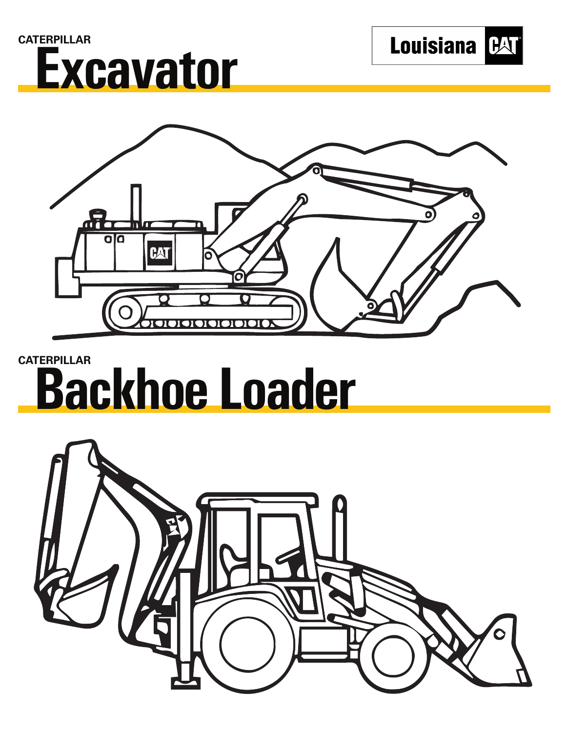CATERPILLAR

# Excavator

Louisiana CAT

CATERPILLAR

# Backhoe Loader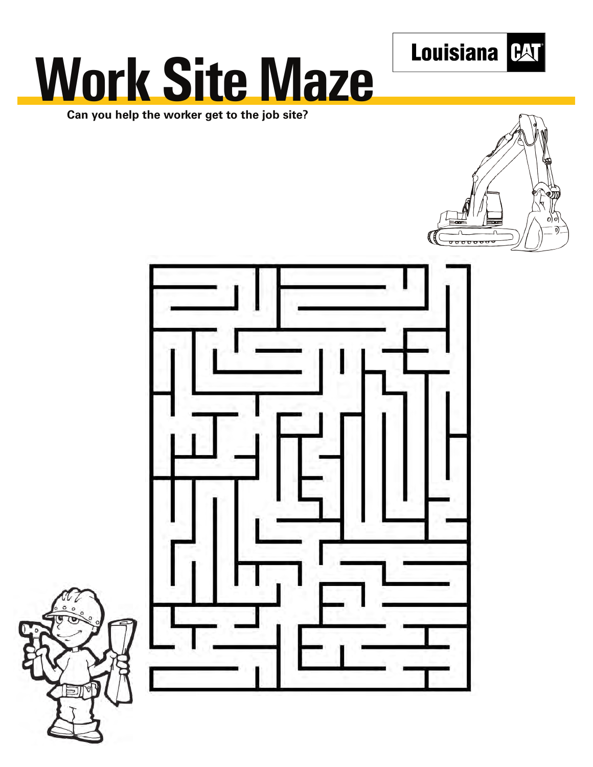# Work Site Maze

Louisiana CAT

**Can you help the worker get to the job site?**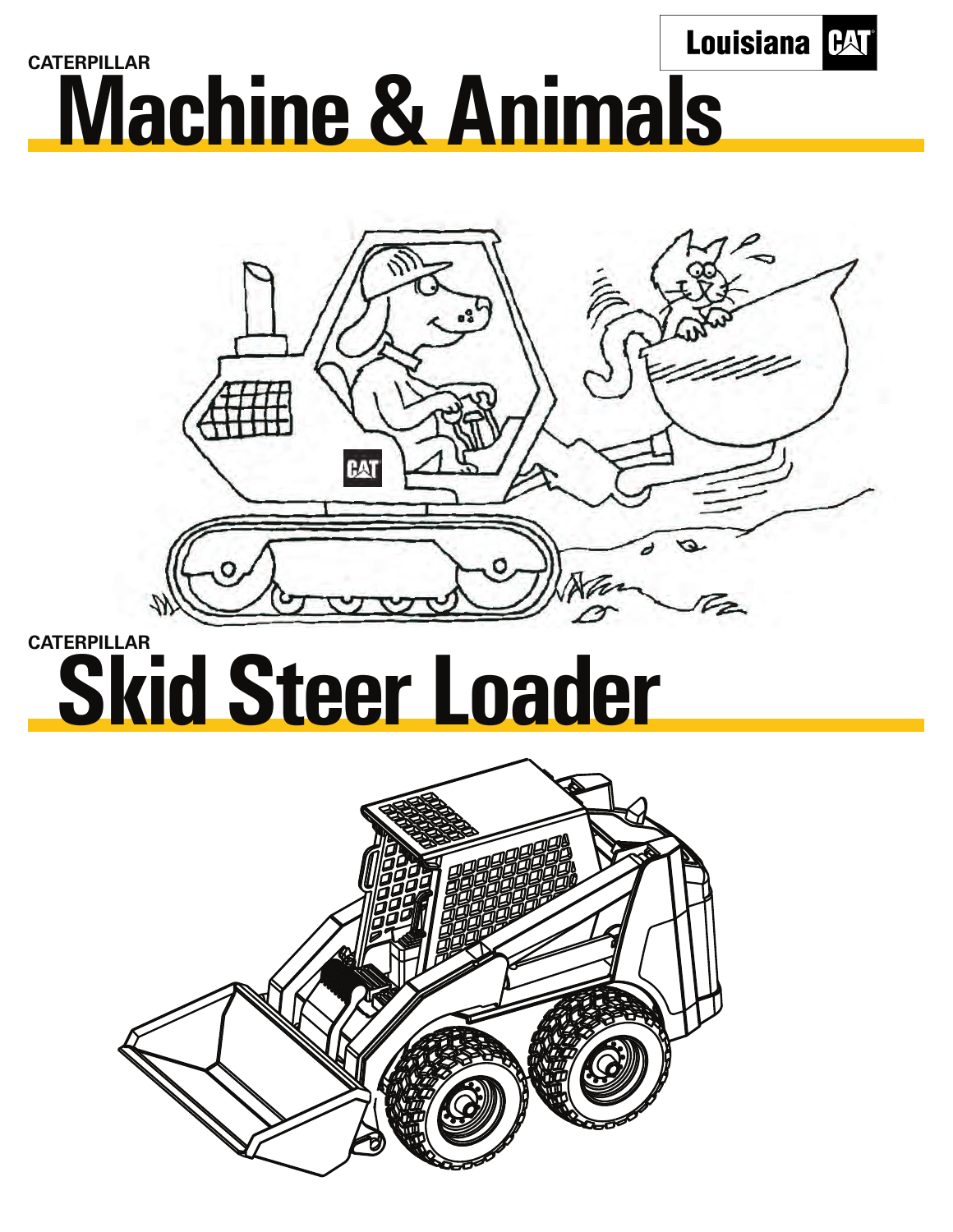Louisiana CAT

CATERPILLAR

# Machine & Animals

CATERPILLAR

# Skid Steer Loader